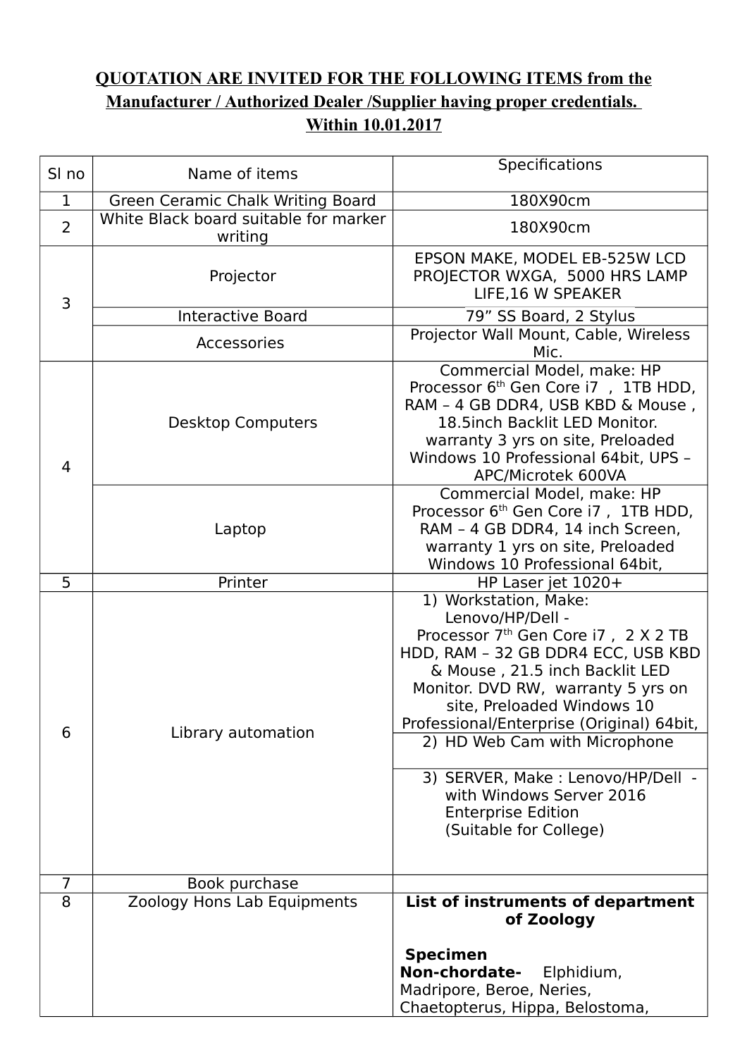**QUOTATION ARE INVITED FOR THE FOLLOWING ITEMS from the Manufacturer / Authorized Dealer /Supplier having proper credentials. Within 10.01.2017**

| Sl no | Name of items | Specifications |
|---|---|---|
| 1 | Green Ceramic Chalk Writing Board | 180X90cm |
| 2 | White Black board suitable for marker writing | 180X90cm |
| 3 | Projector | EPSON MAKE, MODEL EB-525W LCD PROJECTOR WXGA, 5000 HRS LAMP LIFE,16 W SPEAKER |
| | Interactive Board | 79" SS Board, 2 Stylus |
| | Accessories | Projector Wall Mount, Cable, Wireless Mic. |
| 4 | Desktop Computers | Commercial Model, make: HP Processor 6th Gen Core i7 , 1TB HDD, RAM – 4 GB DDR4, USB KBD & Mouse , 18.5inch Backlit LED Monitor. warranty 3 yrs on site, Preloaded Windows 10 Professional 64bit, UPS – APC/Microtek 600VA |
| | Laptop | Commercial Model, make: HP Processor 6th Gen Core i7 , 1TB HDD, RAM – 4 GB DDR4, 14 inch Screen, warranty 1 yrs on site, Preloaded Windows 10 Professional 64bit, |
| 5 | Printer | HP Laser jet 1020+ |
| 6 | Library automation | 1) Workstation, Make: Lenovo/HP/Dell - Processor 7th Gen Core i7 , 2 X 2 TB HDD, RAM – 32 GB DDR4 ECC, USB KBD & Mouse , 21.5 inch Backlit LED Monitor. DVD RW, warranty 5 yrs on site, Preloaded Windows 10 Professional/Enterprise (Original) 64bit, |
| | | 2) HD Web Cam with Microphone |
| | | 3) SERVER, Make : Lenovo/HP/Dell - with Windows Server 2016 Enterprise Edition (Suitable for College) |
| 7 | Book purchase | |
| 8 | Zoology Hons Lab Equipments | **List of instruments of department of Zoology**<br><br>**Specimen**<br>**Non-chordate-** Elphidium, Madripore, Beroe, Neries, Chaetopterus, Hippa, Belostoma, |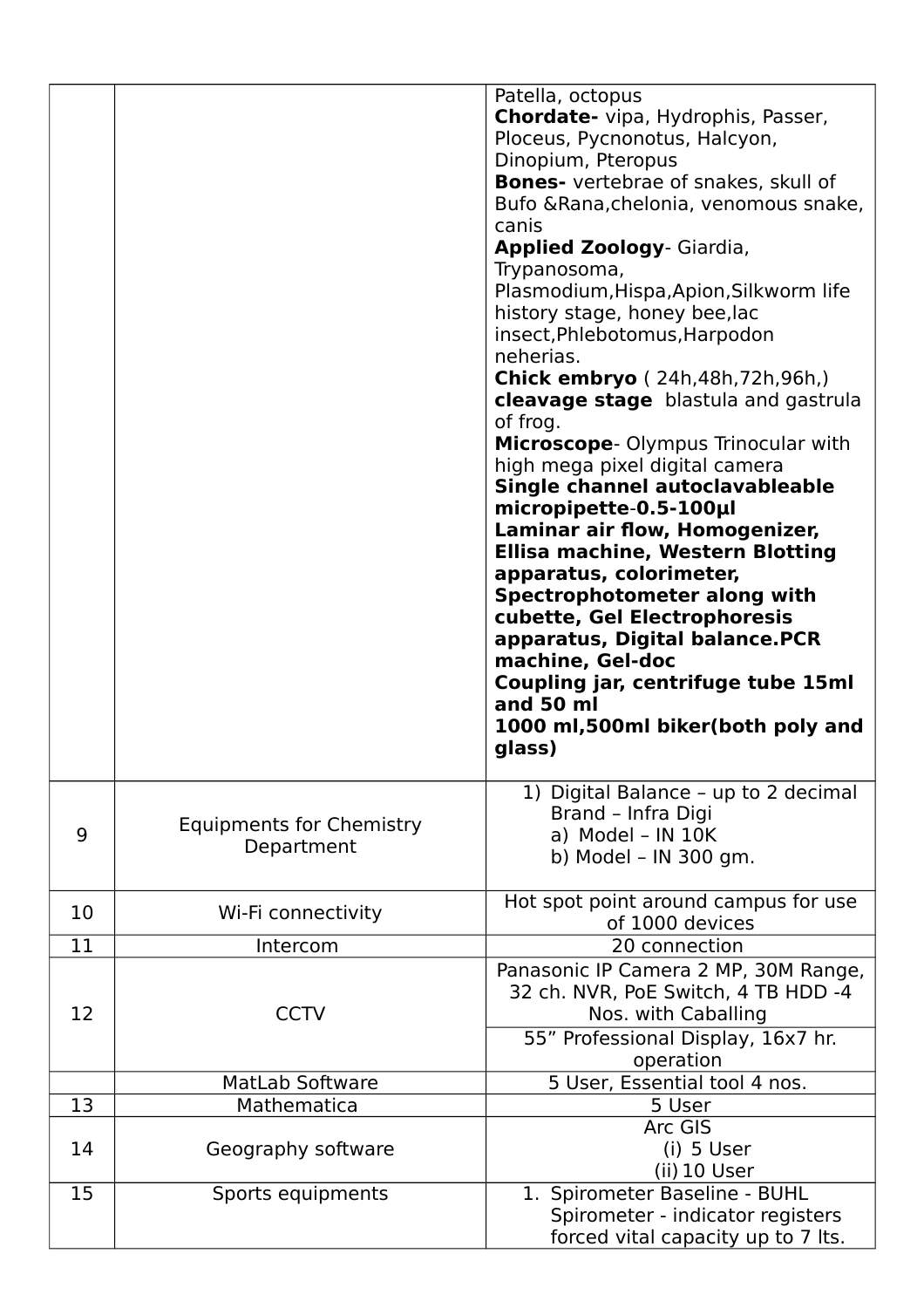| | | |
|---|---|---|
| | | Patella, octopus<br>**Chordate-** vipa, Hydrophis, Passer, Ploceus, Pycnonotus, Halcyon, Dinopium, Pteropus<br>**Bones-** vertebrae of snakes, skull of Bufo &Rana,chelonia, venomous snake, canis<br>**Applied Zoology**- Giardia, Trypanosoma, Plasmodium,Hispa,Apion,Silkworm life history stage, honey bee,lac insect,Phlebotomus,Harpodon neherias.<br>**Chick embryo** ( 24h,48h,72h,96h,)<br>**cleavage stage** blastula and gastrula of frog.<br>**Microscope**- Olympus Trinocular with high mega pixel digital camera<br>**Single channel autoclavableable micropipette-0.5-100µl**<br>**Laminar air flow, Homogenizer, Ellisa machine, Western Blotting apparatus, colorimeter, Spectrophotometer along with cubette, Gel Electrophoresis apparatus, Digital balance.PCR machine, Gel-doc**<br>**Coupling jar, centrifuge tube 15ml and 50 ml**<br>**1000 ml,500ml biker(both poly and glass)** |
| 9 | Equipments for Chemistry Department | 1) Digital Balance – up to 2 decimal Brand – Infra Digi<br>a) Model – IN 10K<br>b) Model – IN 300 gm. |
| 10 | Wi-Fi connectivity | Hot spot point around campus for use of 1000 devices |
| 11 | Intercom | 20 connection |
| 12 | CCTV | Panasonic IP Camera 2 MP, 30M Range, 32 ch. NVR, PoE Switch, 4 TB HDD -4 Nos. with Caballing |
| | | 55” Professional Display, 16x7 hr. operation |
| | MatLab Software | 5 User, Essential tool 4 nos. |
| 13 | Mathematica | 5 User |
| 14 | Geography software | Arc GIS<br>(i) 5 User<br>(ii) 10 User |
| 15 | Sports equipments | 1. Spirometer Baseline - BUHL Spirometer - indicator registers forced vital capacity up to 7 lts. |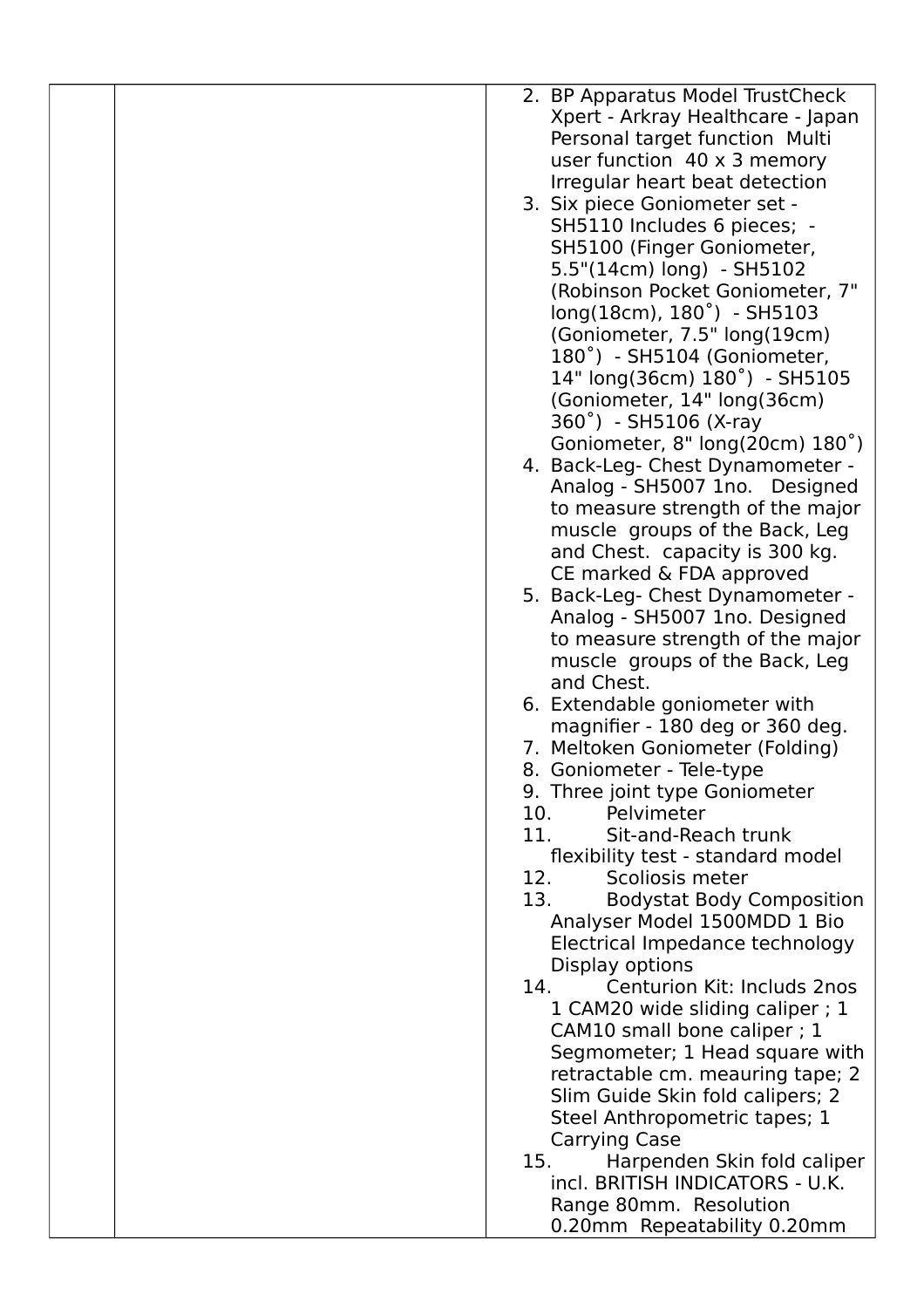| | | |
|---|---|---|
| | | 2. BP Apparatus Model TrustCheck Xpert - Arkray Healthcare - Japan Personal target function Multi user function 40 x 3 memory Irregular heart beat detection<br>3. Six piece Goniometer set - SH5110 Includes 6 pieces; - SH5100 (Finger Goniometer, 5.5"(14cm) long) - SH5102 (Robinson Pocket Goniometer, 7" long(18cm), 180˚) - SH5103 (Goniometer, 7.5" long(19cm) 180˚) - SH5104 (Goniometer, 14" long(36cm) 180˚) - SH5105 (Goniometer, 14" long(36cm) 360˚) - SH5106 (X-ray Goniometer, 8" long(20cm) 180˚)<br>4. Back-Leg- Chest Dynamometer - Analog - SH5007 1no. Designed to measure strength of the major muscle groups of the Back, Leg and Chest. capacity is 300 kg. CE marked & FDA approved<br>5. Back-Leg- Chest Dynamometer - Analog - SH5007 1no. Designed to measure strength of the major muscle groups of the Back, Leg and Chest.<br>6. Extendable goniometer with magnifier - 180 deg or 360 deg.<br>7. Meltoken Goniometer (Folding)<br>8. Goniometer - Tele-type<br>9. Three joint type Goniometer<br>10. Pelvimeter<br>11. Sit-and-Reach trunk flexibility test - standard model<br>12. Scoliosis meter<br>13. Bodystat Body Composition Analyser Model 1500MDD 1 Bio Electrical Impedance technology Display options<br>14. Centurion Kit: Includs 2nos 1 CAM20 wide sliding caliper ; 1 CAM10 small bone caliper ; 1 Segmometer; 1 Head square with retractable cm. meauring tape; 2 Slim Guide Skin fold calipers; 2 Steel Anthropometric tapes; 1 Carrying Case<br>15. Harpenden Skin fold caliper incl. BRITISH INDICATORS - U.K. Range 80mm. Resolution 0.20mm Repeatability 0.20mm |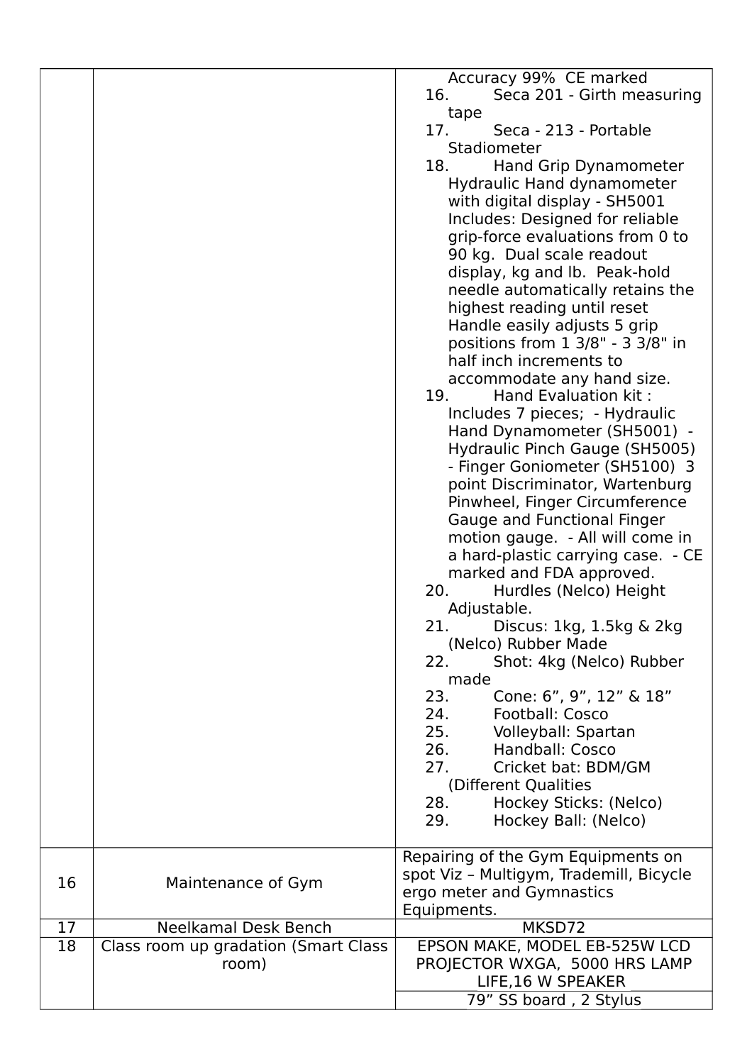| | | |
|---|---|---|
| | | Accuracy 99% CE marked<br>16. Seca 201 - Girth measuring tape<br>17. Seca - 213 - Portable Stadiometer<br>18. Hand Grip Dynamometer Hydraulic Hand dynamometer with digital display - SH5001 Includes: Designed for reliable grip-force evaluations from 0 to 90 kg. Dual scale readout display, kg and lb. Peak-hold needle automatically retains the highest reading until reset Handle easily adjusts 5 grip positions from 1 3/8" - 3 3/8" in half inch increments to accommodate any hand size.<br>19. Hand Evaluation kit : Includes 7 pieces; - Hydraulic Hand Dynamometer (SH5001) - Hydraulic Pinch Gauge (SH5005) - Finger Goniometer (SH5100) 3 point Discriminator, Wartenburg Pinwheel, Finger Circumference Gauge and Functional Finger motion gauge. - All will come in a hard-plastic carrying case. - CE marked and FDA approved.<br>20. Hurdles (Nelco) Height Adjustable.<br>21. Discus: 1kg, 1.5kg & 2kg (Nelco) Rubber Made<br>22. Shot: 4kg (Nelco) Rubber made<br>23. Cone: 6”, 9”, 12” & 18”<br>24. Football: Cosco<br>25. Volleyball: Spartan<br>26. Handball: Cosco<br>27. Cricket bat: BDM/GM (Different Qualities<br>28. Hockey Sticks: (Nelco)<br>29. Hockey Ball: (Nelco) |
| 16 | Maintenance of Gym | Repairing of the Gym Equipments on spot Viz – Multigym, Trademill, Bicycle ergo meter and Gymnastics Equipments. |
| 17 | Neelkamal Desk Bench | MKSD72 |
| 18 | Class room up gradation (Smart Class room) | EPSON MAKE, MODEL EB-525W LCD PROJECTOR WXGA, 5000 HRS LAMP LIFE,16 W SPEAKER |
| | | 79” SS board , 2 Stylus |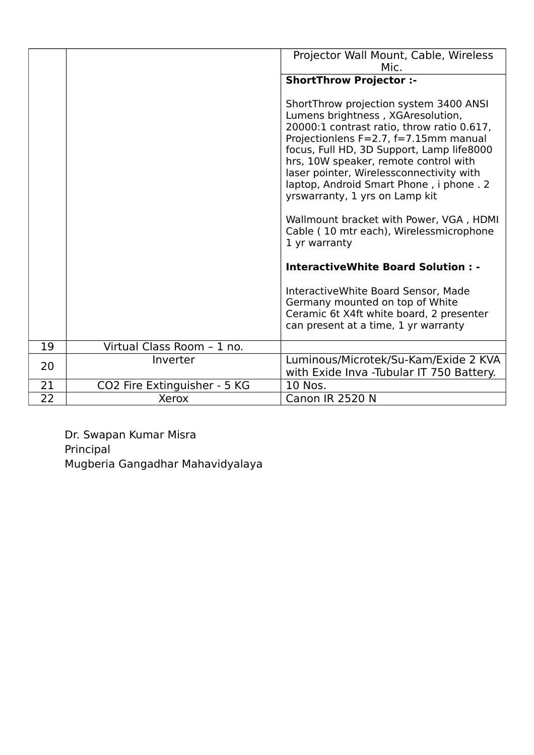| | | |
|---|---|---|
| | | Projector Wall Mount, Cable, Wireless Mic. |
| | | **ShortThrow Projector :-**<br><br>ShortThrow projection system 3400 ANSI Lumens brightness , XGAresolution, 20000:1 contrast ratio, throw ratio 0.617, Projectionlens F=2.7, f=7.15mm manual focus, Full HD, 3D Support, Lamp life8000 hrs, 10W speaker, remote control with laser pointer, Wirelessconnectivity with laptop, Android Smart Phone , i phone . 2 yrswarranty, 1 yrs on Lamp kit<br><br>Wallmount bracket with Power, VGA , HDMI Cable ( 10 mtr each), Wirelessmicrophone 1 yr warranty<br><br>**InteractiveWhite Board Solution : -**<br><br>InteractiveWhite Board Sensor, Made Germany mounted on top of White Ceramic 6t X4ft white board, 2 presenter can present at a time, 1 yr warranty |
| 19 | Virtual Class Room – 1 no. | |
| 20 | Inverter | Luminous/Microtek/Su-Kam/Exide 2 KVA with Exide Inva -Tubular IT 750 Battery. |
| 21 | $CO_2$ Fire Extinguisher - 5 KG | 10 Nos. |
| 22 | Xerox | Canon IR 2520 N |

Dr. Swapan Kumar Misra
Principal
Mugberia Gangadhar Mahavidyalaya